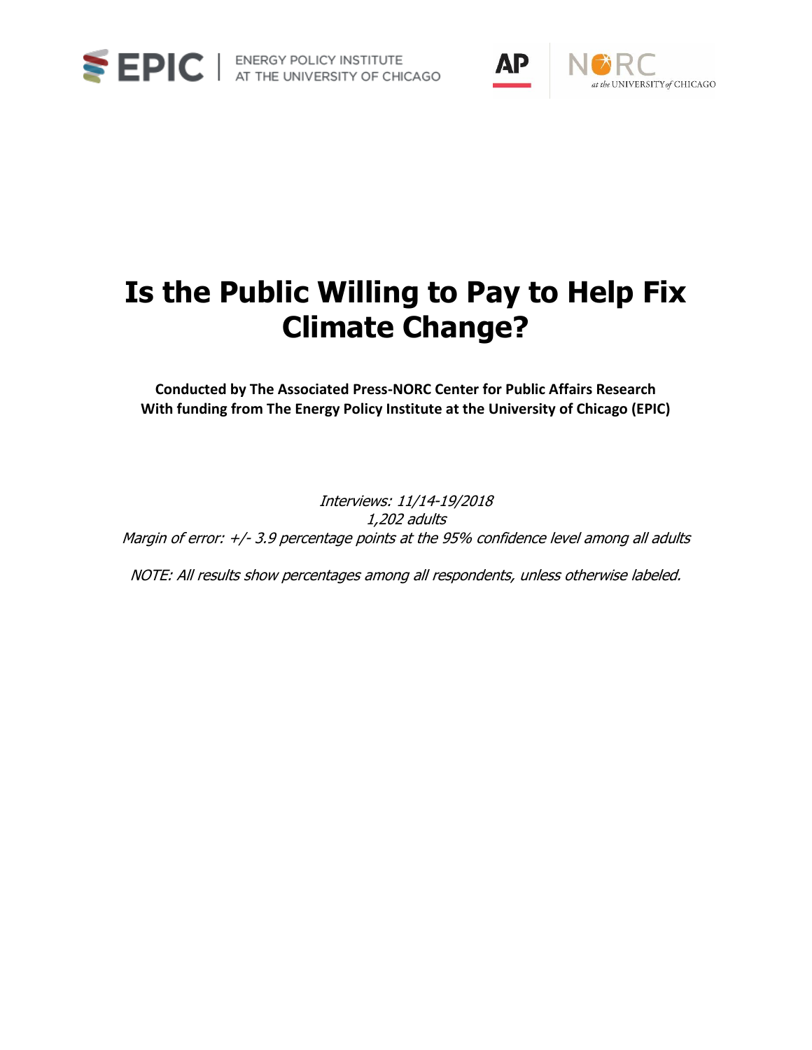EPIC | ENERGY POLICY INSTITUTE AT THE UNIVERSITY OF CHICAGO

AP | NORC at the UNIVERSITY of CHICAGO

# Is the Public Willing to Pay to Help Fix Climate Change?

**Conducted by The Associated Press-NORC Center for Public Affairs Research**
**With funding from The Energy Policy Institute at the University of Chicago (EPIC)**

*Interviews: 11/14-19/2018*
*1,202 adults*
*Margin of error: +/- 3.9 percentage points at the 95% confidence level among all adults*

*NOTE: All results show percentages among all respondents, unless otherwise labeled.*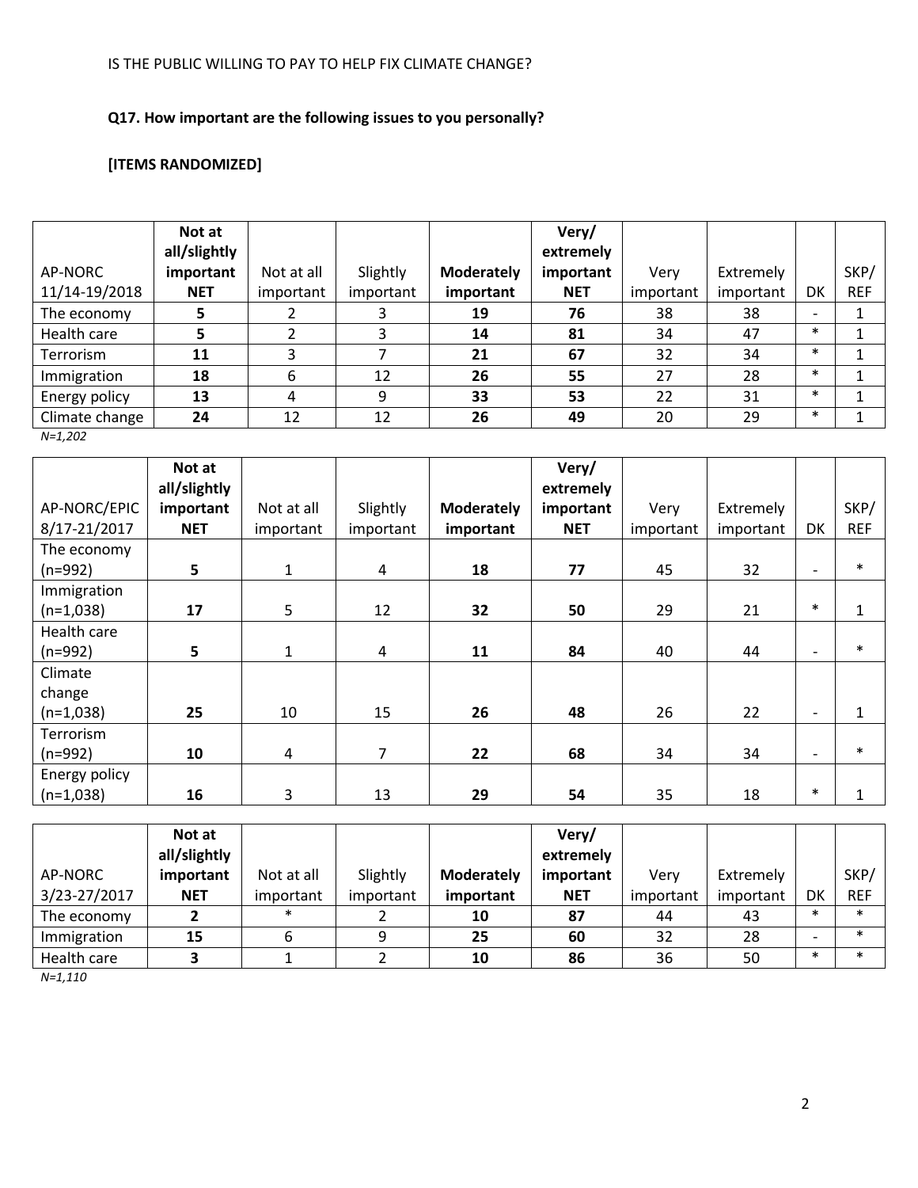IS THE PUBLIC WILLING TO PAY TO HELP FIX CLIMATE CHANGE?

**Q17. How important are the following issues to you personally?**

**[ITEMS RANDOMIZED]**

| AP-NORC 11/14-19/2018 | **Not at all/slightly important NET** | Not at all important | Slightly important | **Moderately important** | **Very/ extremely important NET** | Very important | Extremely important | DK | SKP/ REF |
|---|---|---|---|---|---|---|---|---|---|
| The economy | **5** | 2 | 3 | **19** | **76** | 38 | 38 | - | 1 |
| Health care | **5** | 2 | 3 | **14** | **81** | 34 | 47 | * | 1 |
| Terrorism | **11** | 3 | 7 | **21** | **67** | 32 | 34 | * | 1 |
| Immigration | **18** | 6 | 12 | **26** | **55** | 27 | 28 | * | 1 |
| Energy policy | **13** | 4 | 9 | **33** | **53** | 22 | 31 | * | 1 |
| Climate change | **24** | 12 | 12 | **26** | **49** | 20 | 29 | * | 1 |

*N=1,202*

| AP-NORC/EPIC 8/17-21/2017 | **Not at all/slightly important NET** | Not at all important | Slightly important | **Moderately important** | **Very/ extremely important NET** | Very important | Extremely important | DK | SKP/ REF |
|---|---|---|---|---|---|---|---|---|---|
| The economy (n=992) | **5** | 1 | 4 | **18** | **77** | 45 | 32 | - | * |
| Immigration (n=1,038) | **17** | 5 | 12 | **32** | **50** | 29 | 21 | * | 1 |
| Health care (n=992) | **5** | 1 | 4 | **11** | **84** | 40 | 44 | - | * |
| Climate change (n=1,038) | **25** | 10 | 15 | **26** | **48** | 26 | 22 | - | 1 |
| Terrorism (n=992) | **10** | 4 | 7 | **22** | **68** | 34 | 34 | - | * |
| Energy policy (n=1,038) | **16** | 3 | 13 | **29** | **54** | 35 | 18 | * | 1 |

| AP-NORC 3/23-27/2017 | **Not at all/slightly important NET** | Not at all important | Slightly important | **Moderately important** | **Very/ extremely important NET** | Very important | Extremely important | DK | SKP/ REF |
|---|---|---|---|---|---|---|---|---|---|
| The economy | **2** | * | 2 | **10** | **87** | 44 | 43 | * | * |
| Immigration | **15** | 6 | 9 | **25** | **60** | 32 | 28 | - | * |
| Health care | **3** | 1 | 2 | **10** | **86** | 36 | 50 | * | * |

*N=1,110*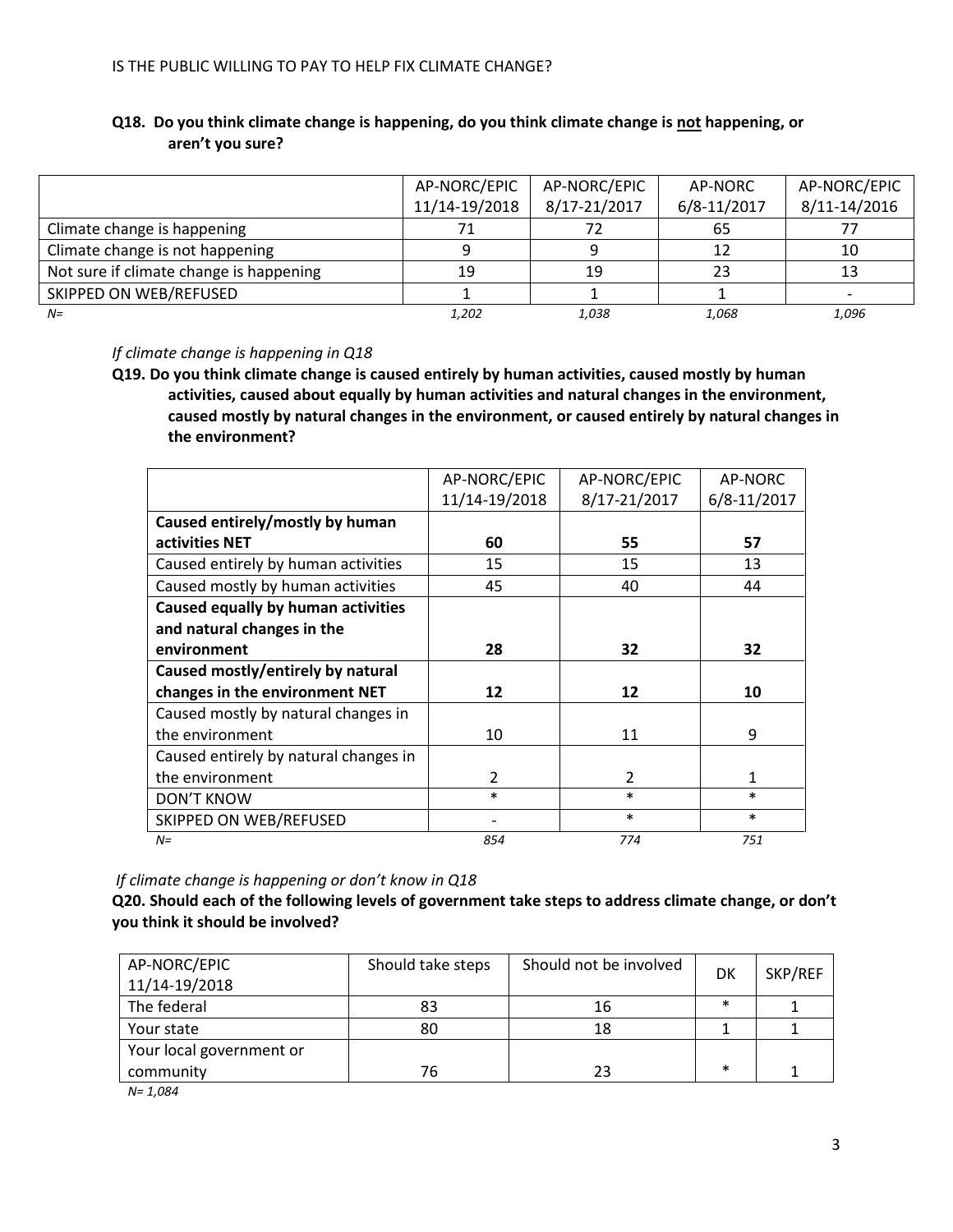**Q18. Do you think climate change is happening, do you think climate change is not happening, or aren't you sure?**

| | AP-NORC/EPIC 11/14-19/2018 | AP-NORC/EPIC 8/17-21/2017 | AP-NORC 6/8-11/2017 | AP-NORC/EPIC 8/11-14/2016 |
|---|---|---|---|---|
| Climate change is happening | 71 | 72 | 65 | 77 |
| Climate change is not happening | 9 | 9 | 12 | 10 |
| Not sure if climate change is happening | 19 | 19 | 23 | 13 |
| SKIPPED ON WEB/REFUSED | 1 | 1 | 1 | - |
| *N=* | *1,202* | *1,038* | *1,068* | *1,096* |

*If climate change is happening in Q18*

**Q19. Do you think climate change is caused entirely by human activities, caused mostly by human activities, caused about equally by human activities and natural changes in the environment, caused mostly by natural changes in the environment, or caused entirely by natural changes in the environment?**

| | AP-NORC/EPIC 11/14-19/2018 | AP-NORC/EPIC 8/17-21/2017 | AP-NORC 6/8-11/2017 |
|---|---|---|---|
| **Caused entirely/mostly by human activities NET** | **60** | **55** | **57** |
| Caused entirely by human activities | 15 | 15 | 13 |
| Caused mostly by human activities | 45 | 40 | 44 |
| **Caused equally by human activities and natural changes in the environment** | **28** | **32** | **32** |
| **Caused mostly/entirely by natural changes in the environment NET** | **12** | **12** | **10** |
| Caused mostly by natural changes in the environment | 10 | 11 | 9 |
| Caused entirely by natural changes in the environment | 2 | 2 | 1 |
| DON'T KNOW | * | * | * |
| SKIPPED ON WEB/REFUSED | - | * | * |
| *N=* | *854* | *774* | *751* |

*If climate change is happening or don't know in Q18*

**Q20. Should each of the following levels of government take steps to address climate change, or don't you think it should be involved?**

| AP-NORC/EPIC 11/14-19/2018 | Should take steps | Should not be involved | DK | SKP/REF |
|---|---|---|---|---|
| The federal | 83 | 16 | * | 1 |
| Your state | 80 | 18 | 1 | 1 |
| Your local government or community | 76 | 23 | * | 1 |

*N= 1,084*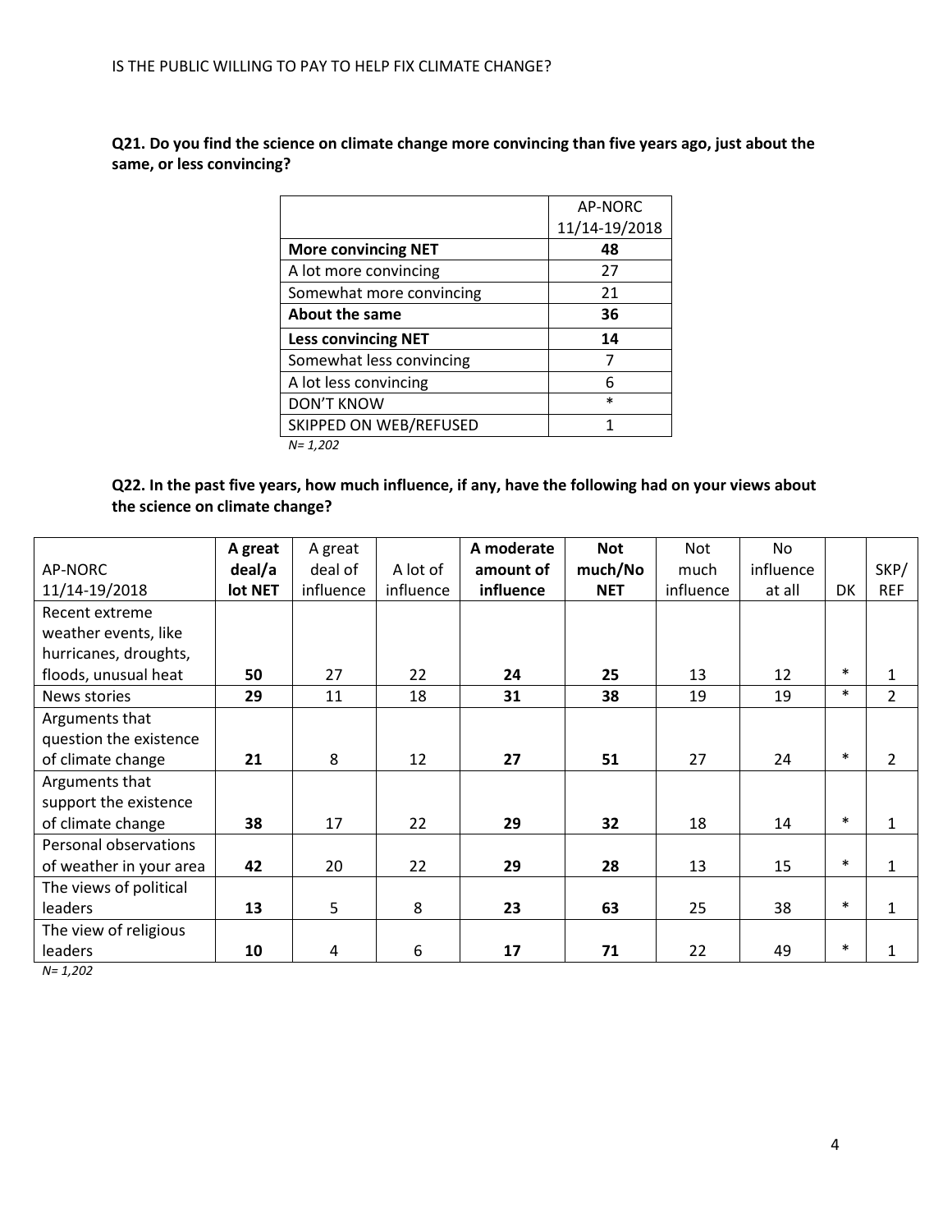**Q21. Do you find the science on climate change more convincing than five years ago, just about the same, or less convincing?**

| | AP-NORC 11/14-19/2018 |
|---|---|
| **More convincing NET** | **48** |
| A lot more convincing | 27 |
| Somewhat more convincing | 21 |
| **About the same** | **36** |
| **Less convincing NET** | **14** |
| Somewhat less convincing | 7 |
| A lot less convincing | 6 |
| DON'T KNOW | * |
| SKIPPED ON WEB/REFUSED | 1 |

*N= 1,202*

**Q22. In the past five years, how much influence, if any, have the following had on your views about the science on climate change?**

| AP-NORC 11/14-19/2018 | **A great deal/a lot NET** | A great deal of influence | A lot of influence | **A moderate amount of influence** | **Not much/No NET** | Not much influence | No influence at all | DK | SKP/REF |
|---|---|---|---|---|---|---|---|---|---|
| Recent extreme weather events, like hurricanes, droughts, floods, unusual heat | **50** | 27 | 22 | **24** | **25** | 13 | 12 | * | 1 |
| News stories | **29** | 11 | 18 | **31** | **38** | 19 | 19 | * | 2 |
| Arguments that question the existence of climate change | **21** | 8 | 12 | **27** | **51** | 27 | 24 | * | 2 |
| Arguments that support the existence of climate change | **38** | 17 | 22 | **29** | **32** | 18 | 14 | * | 1 |
| Personal observations of weather in your area | **42** | 20 | 22 | **29** | **28** | 13 | 15 | * | 1 |
| The views of political leaders | **13** | 5 | 8 | **23** | **63** | 25 | 38 | * | 1 |
| The view of religious leaders | **10** | 4 | 6 | **17** | **71** | 22 | 49 | * | 1 |

*N= 1,202*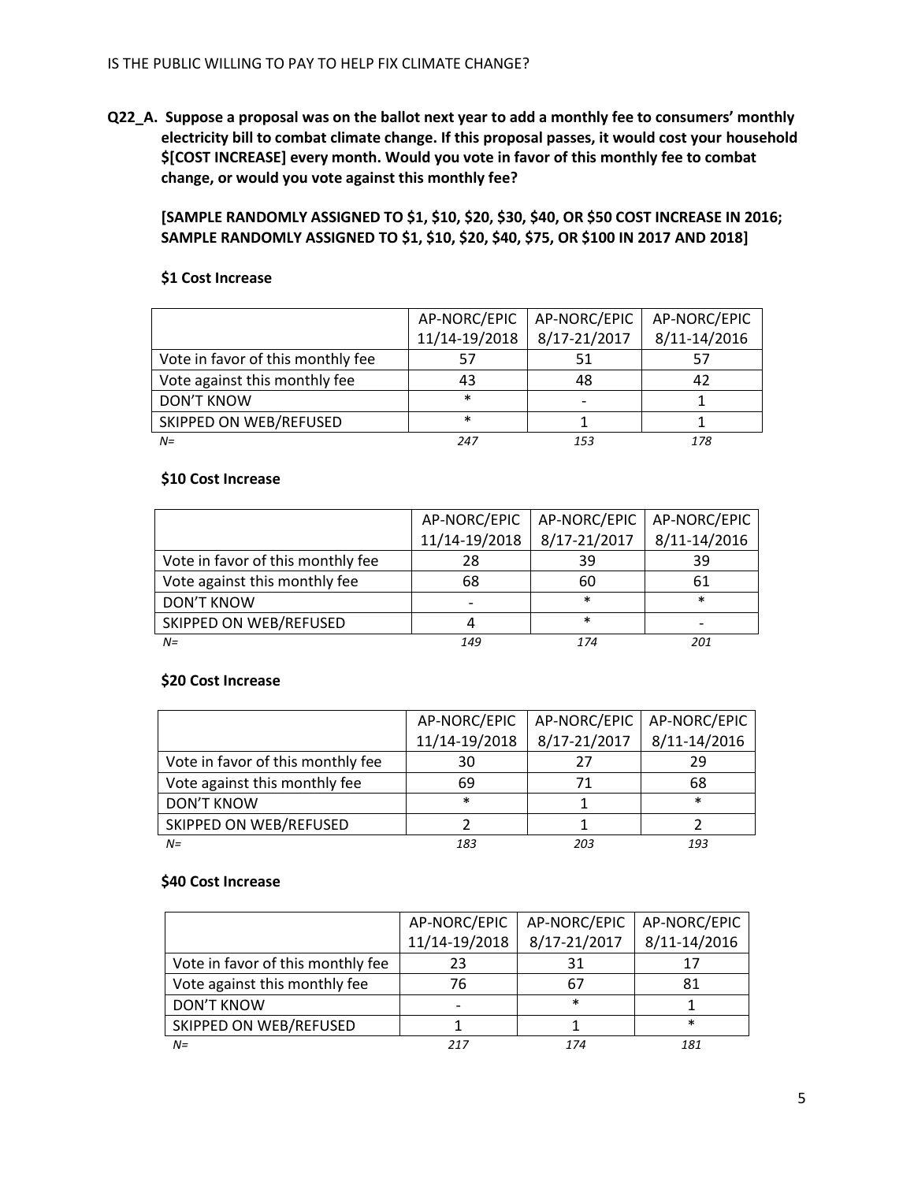IS THE PUBLIC WILLING TO PAY TO HELP FIX CLIMATE CHANGE?

**Q22_A. Suppose a proposal was on the ballot next year to add a monthly fee to consumers' monthly electricity bill to combat climate change. If this proposal passes, it would cost your household $[COST INCREASE] every month. Would you vote in favor of this monthly fee to combat change, or would you vote against this monthly fee?**

**[SAMPLE RANDOMLY ASSIGNED TO $1, $10, $20, $30, $40, OR $50 COST INCREASE IN 2016; SAMPLE RANDOMLY ASSIGNED TO $1, $10, $20, $40, $75, OR $100 IN 2017 AND 2018]**

**$1 Cost Increase**

| | AP-NORC/EPIC 11/14-19/2018 | AP-NORC/EPIC 8/17-21/2017 | AP-NORC/EPIC 8/11-14/2016 |
|---|---|---|---|
| Vote in favor of this monthly fee | 57 | 51 | 57 |
| Vote against this monthly fee | 43 | 48 | 42 |
| DON'T KNOW | * | - | 1 |
| SKIPPED ON WEB/REFUSED | * | 1 | 1 |
| *N=* | *247* | *153* | *178* |

**$10 Cost Increase**

| | AP-NORC/EPIC 11/14-19/2018 | AP-NORC/EPIC 8/17-21/2017 | AP-NORC/EPIC 8/11-14/2016 |
|---|---|---|---|
| Vote in favor of this monthly fee | 28 | 39 | 39 |
| Vote against this monthly fee | 68 | 60 | 61 |
| DON'T KNOW | - | * | * |
| SKIPPED ON WEB/REFUSED | 4 | * | - |
| *N=* | *149* | *174* | *201* |

**$20 Cost Increase**

| | AP-NORC/EPIC 11/14-19/2018 | AP-NORC/EPIC 8/17-21/2017 | AP-NORC/EPIC 8/11-14/2016 |
|---|---|---|---|
| Vote in favor of this monthly fee | 30 | 27 | 29 |
| Vote against this monthly fee | 69 | 71 | 68 |
| DON'T KNOW | * | 1 | * |
| SKIPPED ON WEB/REFUSED | 2 | 1 | 2 |
| *N=* | *183* | *203* | *193* |

**$40 Cost Increase**

| | AP-NORC/EPIC 11/14-19/2018 | AP-NORC/EPIC 8/17-21/2017 | AP-NORC/EPIC 8/11-14/2016 |
|---|---|---|---|
| Vote in favor of this monthly fee | 23 | 31 | 17 |
| Vote against this monthly fee | 76 | 67 | 81 |
| DON'T KNOW | - | * | 1 |
| SKIPPED ON WEB/REFUSED | 1 | 1 | * |
| *N=* | *217* | *174* | *181* |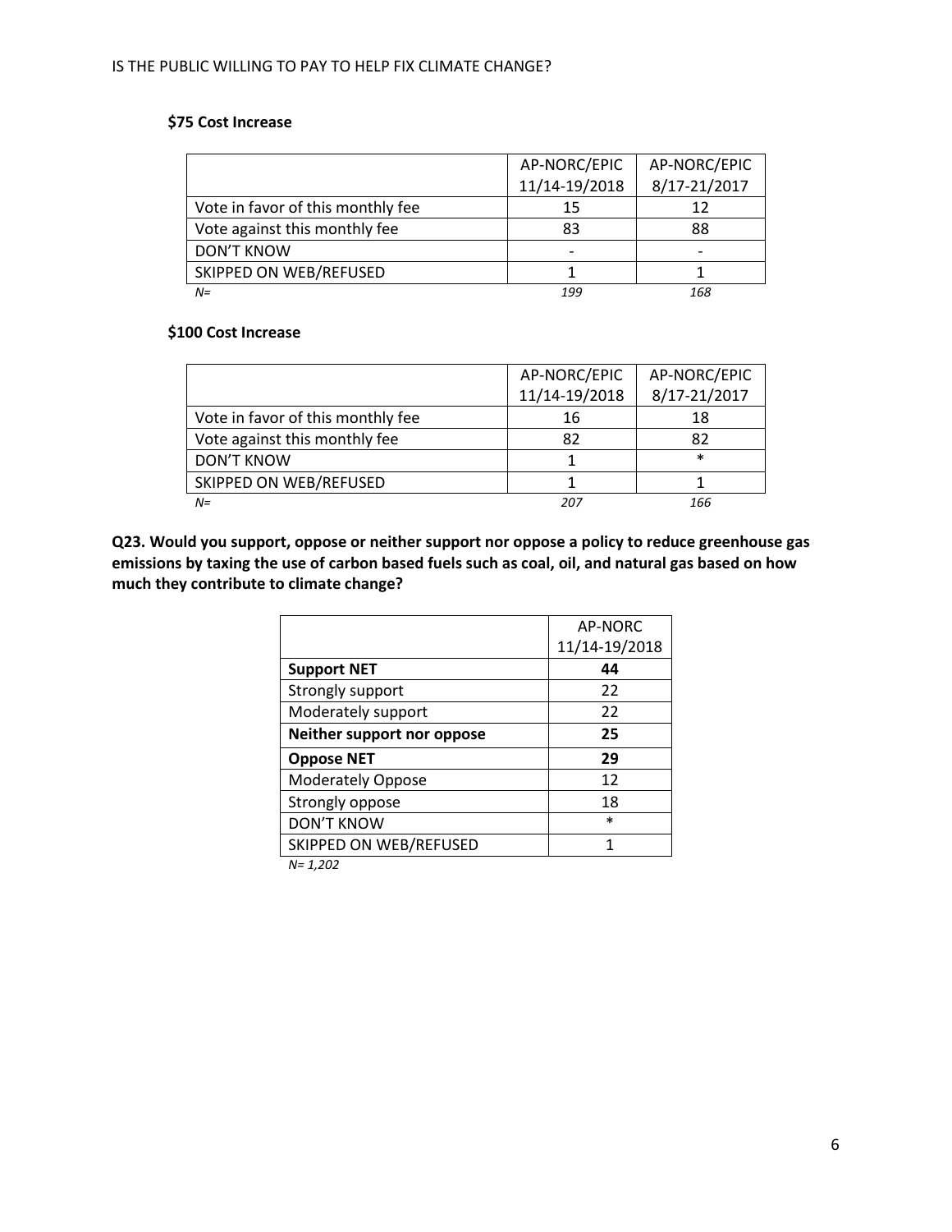**$75 Cost Increase**

| | AP-NORC/EPIC 11/14-19/2018 | AP-NORC/EPIC 8/17-21/2017 |
|---|---|---|
| Vote in favor of this monthly fee | 15 | 12 |
| Vote against this monthly fee | 83 | 88 |
| DON'T KNOW | - | - |
| SKIPPED ON WEB/REFUSED | 1 | 1 |
| *N=* | *199* | *168* |

**$100 Cost Increase**

| | AP-NORC/EPIC 11/14-19/2018 | AP-NORC/EPIC 8/17-21/2017 |
|---|---|---|
| Vote in favor of this monthly fee | 16 | 18 |
| Vote against this monthly fee | 82 | 82 |
| DON'T KNOW | 1 | * |
| SKIPPED ON WEB/REFUSED | 1 | 1 |
| *N=* | *207* | *166* |

**Q23. Would you support, oppose or neither support nor oppose a policy to reduce greenhouse gas emissions by taxing the use of carbon based fuels such as coal, oil, and natural gas based on how much they contribute to climate change?**

| | AP-NORC 11/14-19/2018 |
|---|---|
| **Support NET** | **44** |
| Strongly support | 22 |
| Moderately support | 22 |
| **Neither support nor oppose** | **25** |
| **Oppose NET** | **29** |
| Moderately Oppose | 12 |
| Strongly oppose | 18 |
| DON'T KNOW | * |
| SKIPPED ON WEB/REFUSED | 1 |

*N= 1,202*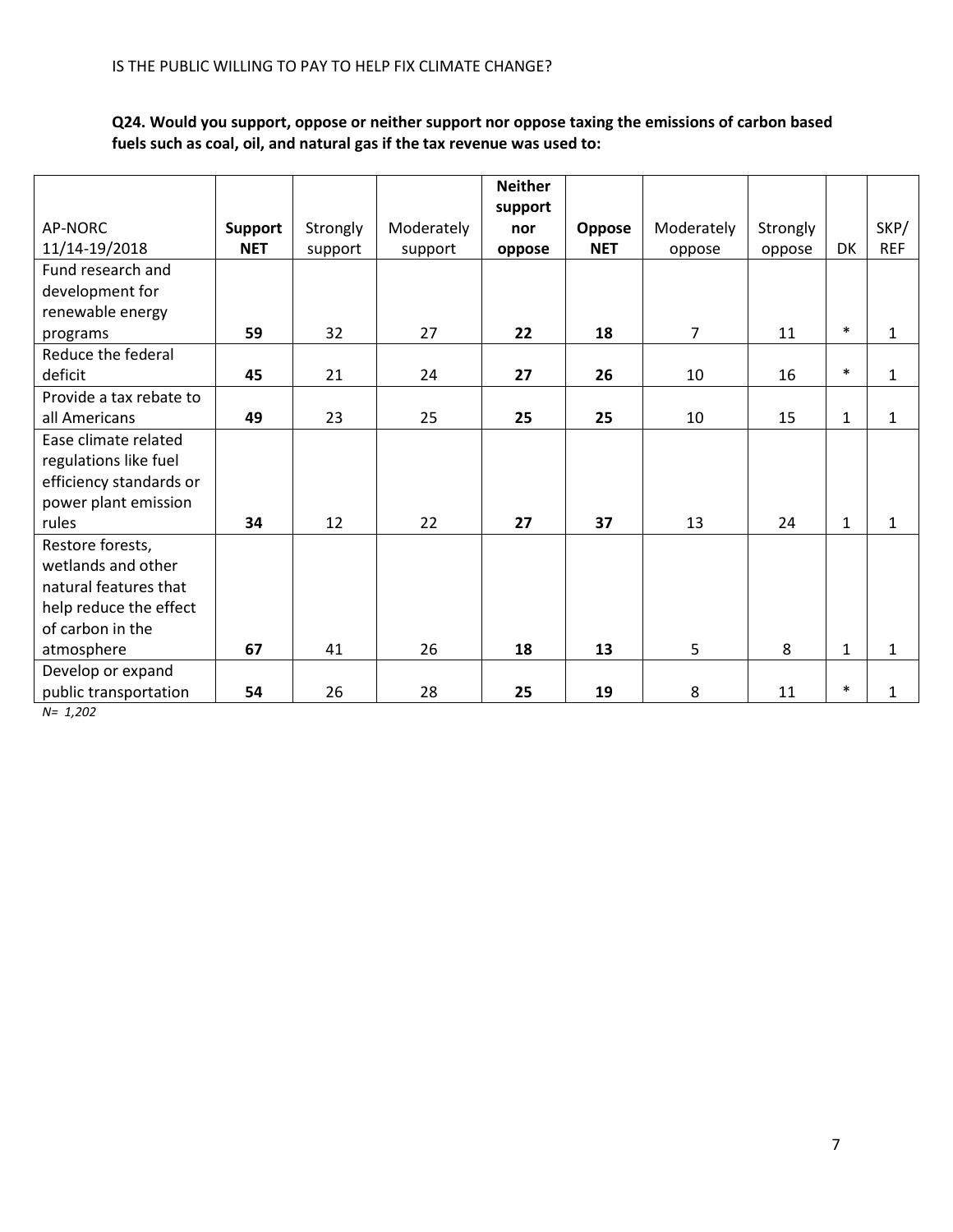IS THE PUBLIC WILLING TO PAY TO HELP FIX CLIMATE CHANGE?

**Q24. Would you support, oppose or neither support nor oppose taxing the emissions of carbon based fuels such as coal, oil, and natural gas if the tax revenue was used to:**

| AP-NORC 11/14-19/2018 | **Support NET** | Strongly support | Moderately support | **Neither support nor oppose** | **Oppose NET** | Moderately oppose | Strongly oppose | DK | SKP/ REF |
|---|---|---|---|---|---|---|---|---|---|
| Fund research and development for renewable energy programs | **59** | 32 | 27 | **22** | **18** | 7 | 11 | * | 1 |
| Reduce the federal deficit | **45** | 21 | 24 | **27** | **26** | 10 | 16 | * | 1 |
| Provide a tax rebate to all Americans | **49** | 23 | 25 | **25** | **25** | 10 | 15 | 1 | 1 |
| Ease climate related regulations like fuel efficiency standards or power plant emission rules | **34** | 12 | 22 | **27** | **37** | 13 | 24 | 1 | 1 |
| Restore forests, wetlands and other natural features that help reduce the effect of carbon in the atmosphere | **67** | 41 | 26 | **18** | **13** | 5 | 8 | 1 | 1 |
| Develop or expand public transportation | **54** | 26 | 28 | **25** | **19** | 8 | 11 | * | 1 |

*N= 1,202*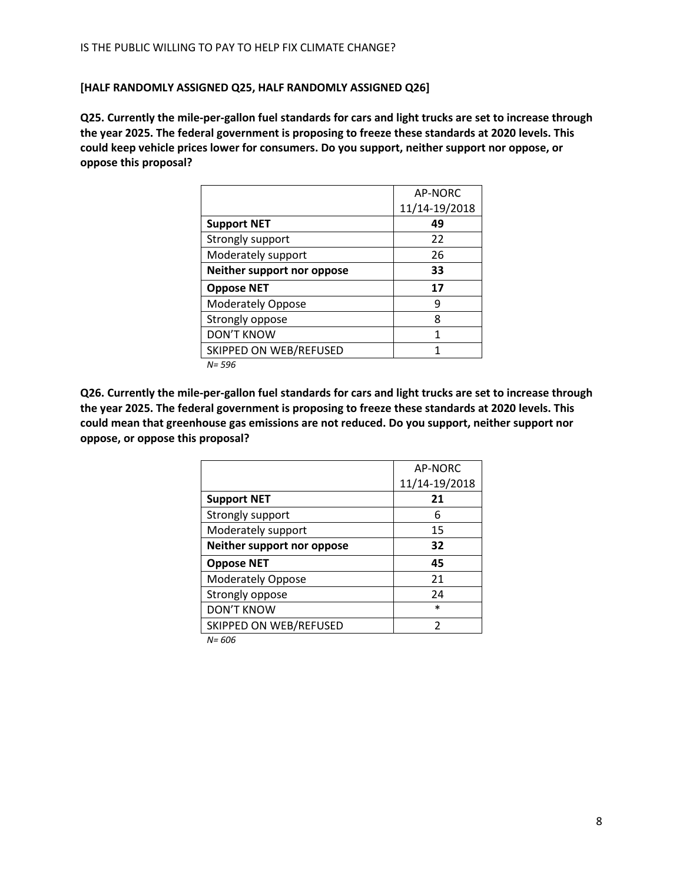**[HALF RANDOMLY ASSIGNED Q25, HALF RANDOMLY ASSIGNED Q26]**

**Q25. Currently the mile-per-gallon fuel standards for cars and light trucks are set to increase through the year 2025. The federal government is proposing to freeze these standards at 2020 levels. This could keep vehicle prices lower for consumers. Do you support, neither support nor oppose, or oppose this proposal?**

| | AP-NORC 11/14-19/2018 |
|---|---|
| **Support NET** | **49** |
| Strongly support | 22 |
| Moderately support | 26 |
| **Neither support nor oppose** | **33** |
| **Oppose NET** | **17** |
| Moderately Oppose | 9 |
| Strongly oppose | 8 |
| DON'T KNOW | 1 |
| SKIPPED ON WEB/REFUSED | 1 |

*N= 596*

**Q26. Currently the mile-per-gallon fuel standards for cars and light trucks are set to increase through the year 2025. The federal government is proposing to freeze these standards at 2020 levels. This could mean that greenhouse gas emissions are not reduced. Do you support, neither support nor oppose, or oppose this proposal?**

| | AP-NORC 11/14-19/2018 |
|---|---|
| **Support NET** | **21** |
| Strongly support | 6 |
| Moderately support | 15 |
| **Neither support nor oppose** | **32** |
| **Oppose NET** | **45** |
| Moderately Oppose | 21 |
| Strongly oppose | 24 |
| DON'T KNOW | * |
| SKIPPED ON WEB/REFUSED | 2 |

*N= 606*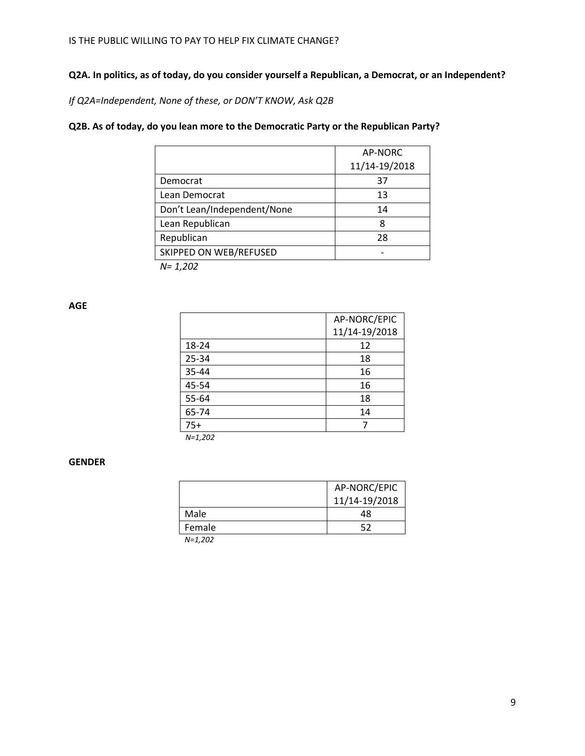**Q2A. In politics, as of today, do you consider yourself a Republican, a Democrat, or an Independent?**

*If Q2A=Independent, None of these, or DON'T KNOW, Ask Q2B*

**Q2B. As of today, do you lean more to the Democratic Party or the Republican Party?**

| | AP-NORC 11/14-19/2018 |
|---|---|
| Democrat | 37 |
| Lean Democrat | 13 |
| Don't Lean/Independent/None | 14 |
| Lean Republican | 8 |
| Republican | 28 |
| SKIPPED ON WEB/REFUSED | - |

*N= 1,202*

**AGE**

| | AP-NORC/EPIC 11/14-19/2018 |
|---|---|
| 18-24 | 12 |
| 25-34 | 18 |
| 35-44 | 16 |
| 45-54 | 16 |
| 55-64 | 18 |
| 65-74 | 14 |
| 75+ | 7 |

*N=1,202*

**GENDER**

| | AP-NORC/EPIC 11/14-19/2018 |
|---|---|
| Male | 48 |
| Female | 52 |

*N=1,202*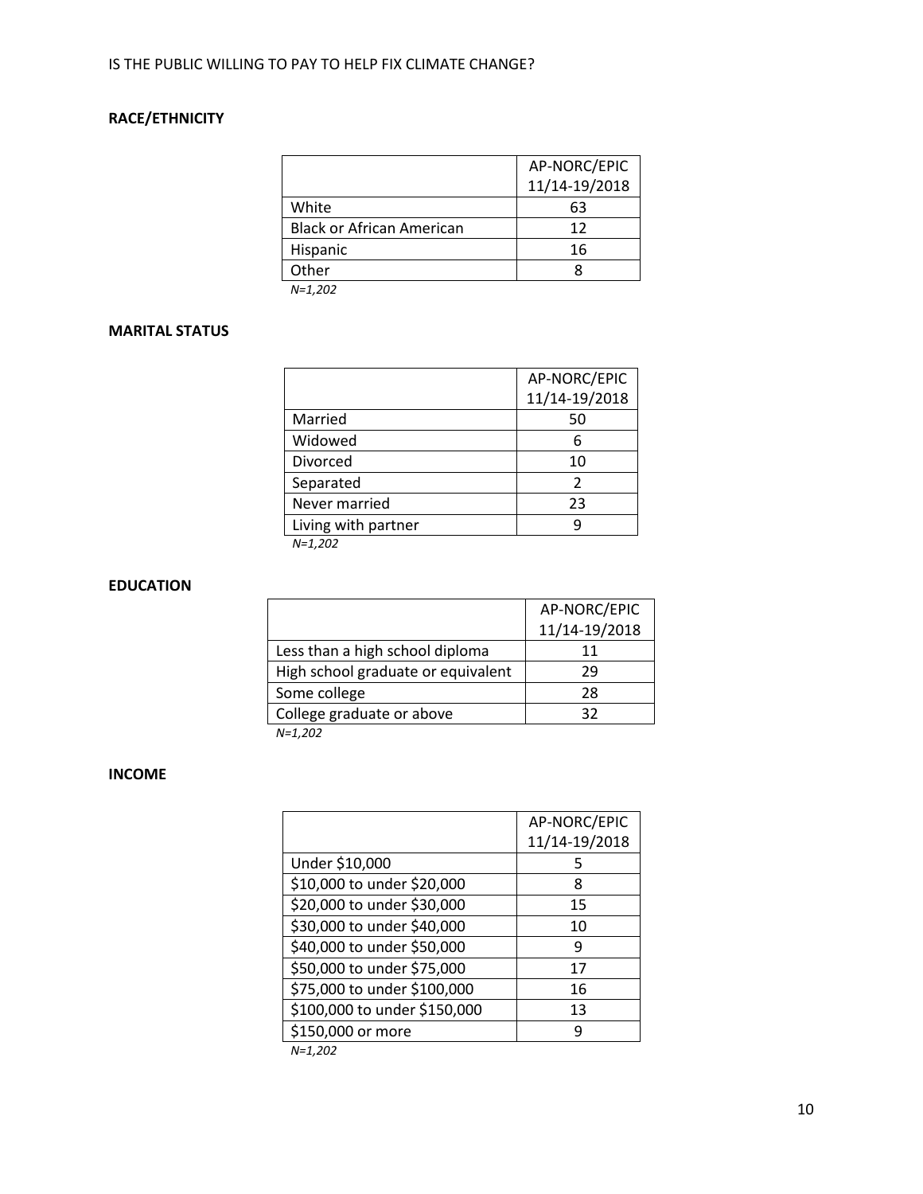**RACE/ETHNICITY**

| | AP-NORC/EPIC 11/14-19/2018 |
|---|---|
| White | 63 |
| Black or African American | 12 |
| Hispanic | 16 |
| Other | 8 |

*N=1,202*

**MARITAL STATUS**

| | AP-NORC/EPIC 11/14-19/2018 |
|---|---|
| Married | 50 |
| Widowed | 6 |
| Divorced | 10 |
| Separated | 2 |
| Never married | 23 |
| Living with partner | 9 |

*N=1,202*

**EDUCATION**

| | AP-NORC/EPIC 11/14-19/2018 |
|---|---|
| Less than a high school diploma | 11 |
| High school graduate or equivalent | 29 |
| Some college | 28 |
| College graduate or above | 32 |

*N=1,202*

**INCOME**

| | AP-NORC/EPIC 11/14-19/2018 |
|---|---|
| Under $10,000 | 5 |
| $10,000 to under $20,000 | 8 |
| $20,000 to under $30,000 | 15 |
| $30,000 to under $40,000 | 10 |
| $40,000 to under $50,000 | 9 |
| $50,000 to under $75,000 | 17 |
| $75,000 to under $100,000 | 16 |
| $100,000 to under $150,000 | 13 |
| $150,000 or more | 9 |

*N=1,202*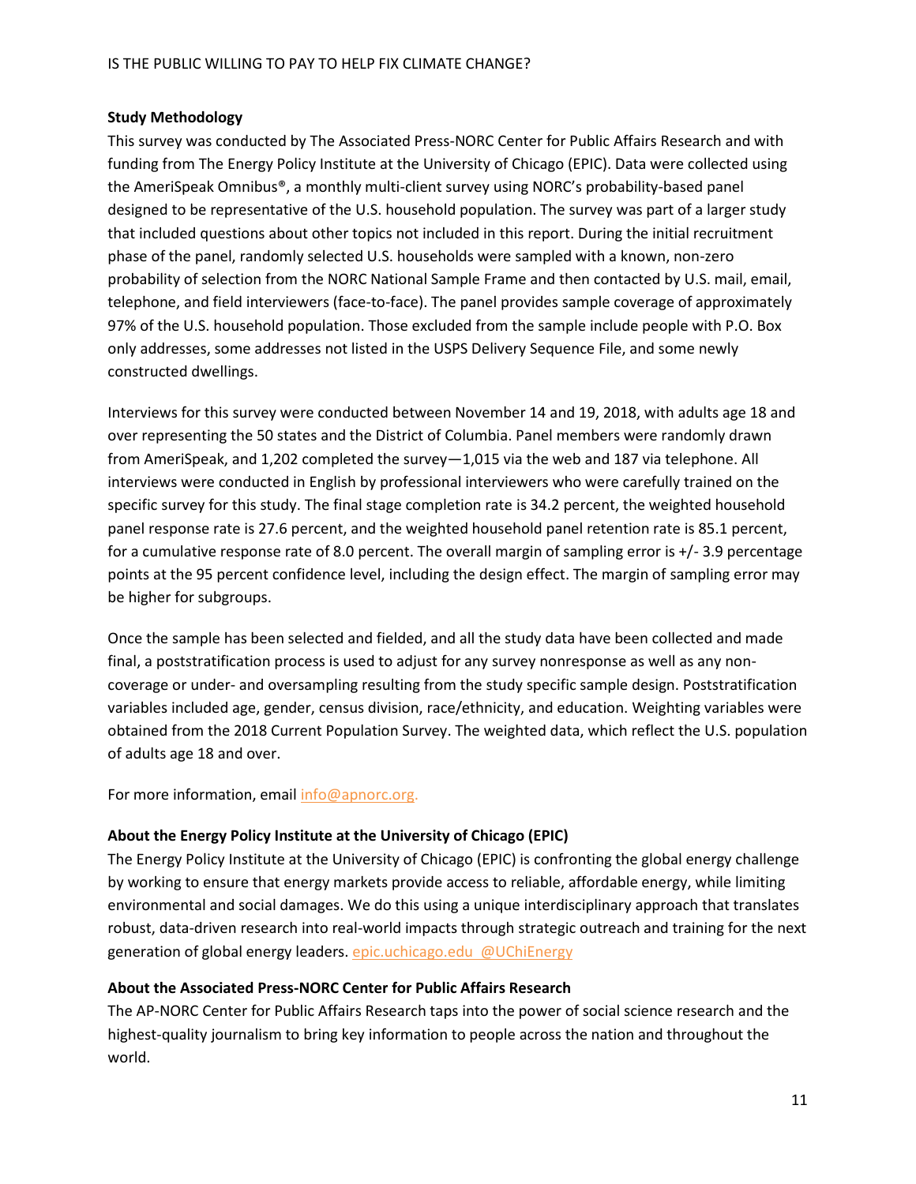**Study Methodology**

This survey was conducted by The Associated Press-NORC Center for Public Affairs Research and with funding from The Energy Policy Institute at the University of Chicago (EPIC). Data were collected using the AmeriSpeak Omnibus®, a monthly multi-client survey using NORC's probability-based panel designed to be representative of the U.S. household population. The survey was part of a larger study that included questions about other topics not included in this report. During the initial recruitment phase of the panel, randomly selected U.S. households were sampled with a known, non-zero probability of selection from the NORC National Sample Frame and then contacted by U.S. mail, email, telephone, and field interviewers (face-to-face). The panel provides sample coverage of approximately 97% of the U.S. household population. Those excluded from the sample include people with P.O. Box only addresses, some addresses not listed in the USPS Delivery Sequence File, and some newly constructed dwellings.

Interviews for this survey were conducted between November 14 and 19, 2018, with adults age 18 and over representing the 50 states and the District of Columbia. Panel members were randomly drawn from AmeriSpeak, and 1,202 completed the survey—1,015 via the web and 187 via telephone. All interviews were conducted in English by professional interviewers who were carefully trained on the specific survey for this study. The final stage completion rate is 34.2 percent, the weighted household panel response rate is 27.6 percent, and the weighted household panel retention rate is 85.1 percent, for a cumulative response rate of 8.0 percent. The overall margin of sampling error is +/- 3.9 percentage points at the 95 percent confidence level, including the design effect. The margin of sampling error may be higher for subgroups.

Once the sample has been selected and fielded, and all the study data have been collected and made final, a poststratification process is used to adjust for any survey nonresponse as well as any non-coverage or under- and oversampling resulting from the study specific sample design. Poststratification variables included age, gender, census division, race/ethnicity, and education. Weighting variables were obtained from the 2018 Current Population Survey. The weighted data, which reflect the U.S. population of adults age 18 and over.

For more information, email info@apnorc.org.

**About the Energy Policy Institute at the University of Chicago (EPIC)**

The Energy Policy Institute at the University of Chicago (EPIC) is confronting the global energy challenge by working to ensure that energy markets provide access to reliable, affordable energy, while limiting environmental and social damages. We do this using a unique interdisciplinary approach that translates robust, data-driven research into real-world impacts through strategic outreach and training for the next generation of global energy leaders. epic.uchicago.edu @UChiEnergy

**About the Associated Press-NORC Center for Public Affairs Research**

The AP-NORC Center for Public Affairs Research taps into the power of social science research and the highest-quality journalism to bring key information to people across the nation and throughout the world.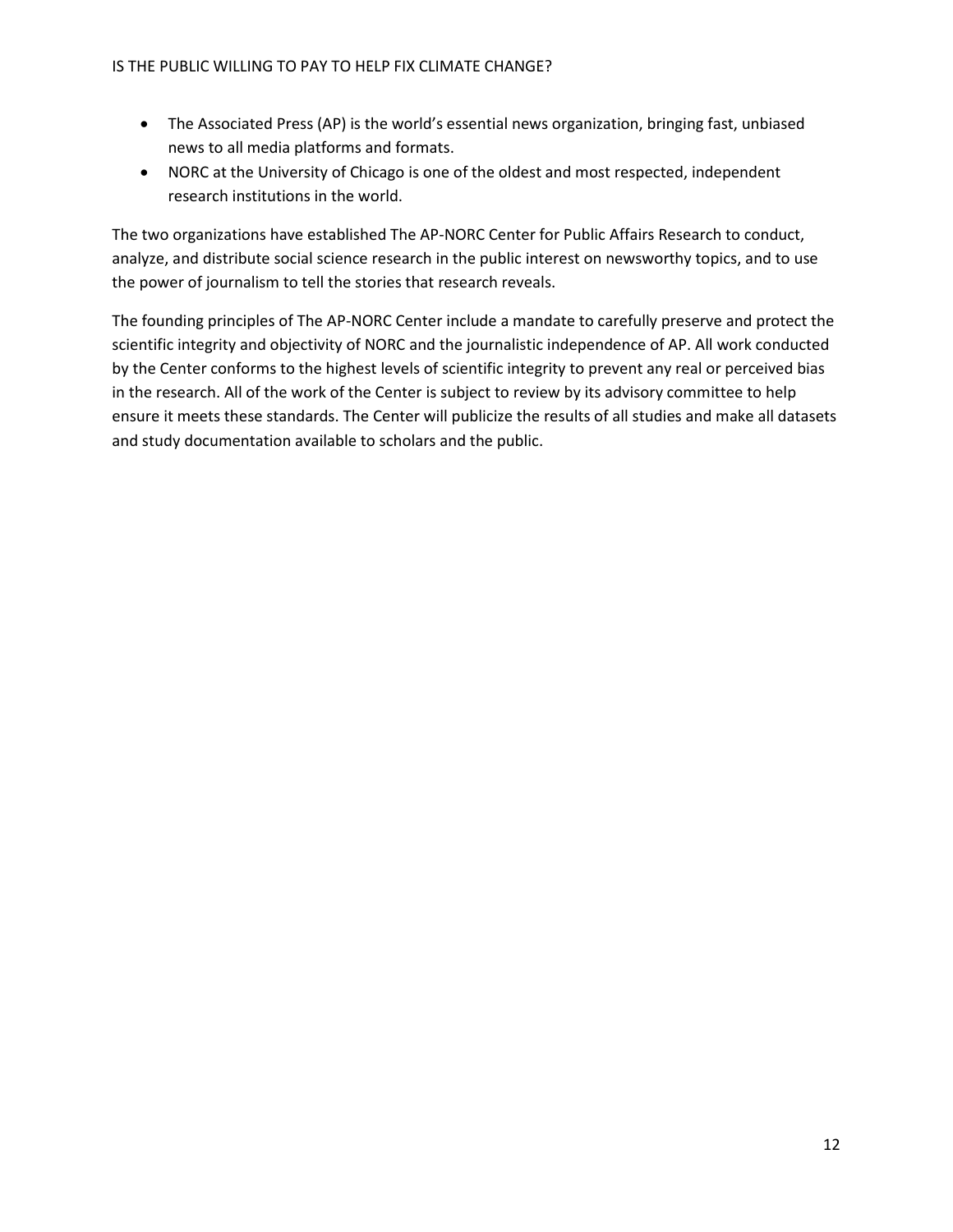- The Associated Press (AP) is the world's essential news organization, bringing fast, unbiased news to all media platforms and formats.
- NORC at the University of Chicago is one of the oldest and most respected, independent research institutions in the world.

The two organizations have established The AP-NORC Center for Public Affairs Research to conduct, analyze, and distribute social science research in the public interest on newsworthy topics, and to use the power of journalism to tell the stories that research reveals.

The founding principles of The AP-NORC Center include a mandate to carefully preserve and protect the scientific integrity and objectivity of NORC and the journalistic independence of AP. All work conducted by the Center conforms to the highest levels of scientific integrity to prevent any real or perceived bias in the research. All of the work of the Center is subject to review by its advisory committee to help ensure it meets these standards. The Center will publicize the results of all studies and make all datasets and study documentation available to scholars and the public.